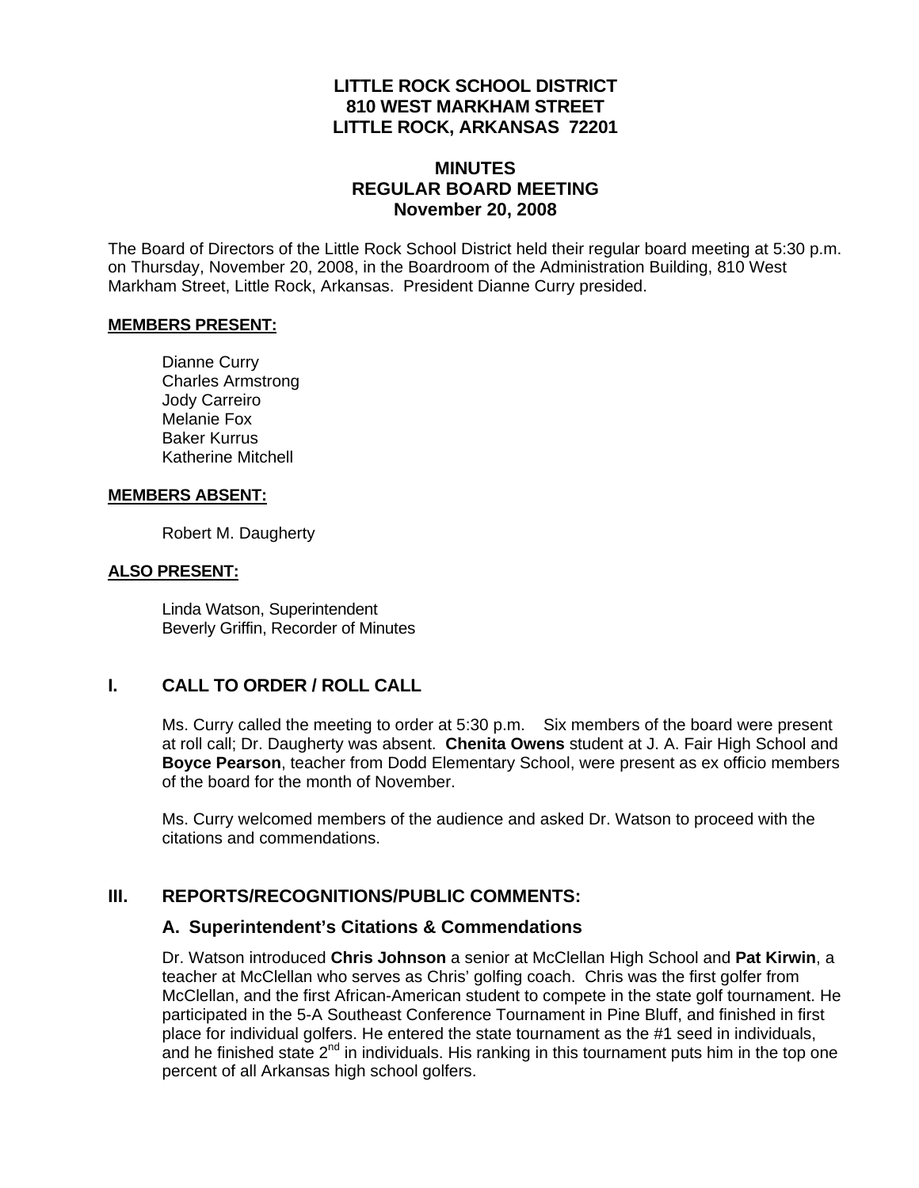# LITTLE ROCK SCHOOL DISTRICT
## 810 WEST MARKHAM STREET
## LITTLE ROCK, ARKANSAS 72201

## MINUTES
## REGULAR BOARD MEETING
## November 20, 2008

The Board of Directors of the Little Rock School District held their regular board meeting at 5:30 p.m. on Thursday, November 20, 2008, in the Boardroom of the Administration Building, 810 West Markham Street, Little Rock, Arkansas. President Dianne Curry presided.

**MEMBERS PRESENT:**

Dianne Curry
Charles Armstrong
Jody Carreiro
Melanie Fox
Baker Kurrus
Katherine Mitchell

**MEMBERS ABSENT:**

Robert M. Daugherty

**ALSO PRESENT:**

Linda Watson, Superintendent
Beverly Griffin, Recorder of Minutes

## I. CALL TO ORDER / ROLL CALL

Ms. Curry called the meeting to order at 5:30 p.m. Six members of the board were present at roll call; Dr. Daugherty was absent. **Chenita Owens** student at J. A. Fair High School and **Boyce Pearson**, teacher from Dodd Elementary School, were present as ex officio members of the board for the month of November.

Ms. Curry welcomed members of the audience and asked Dr. Watson to proceed with the citations and commendations.

## III. REPORTS/RECOGNITIONS/PUBLIC COMMENTS:

### A. Superintendent's Citations & Commendations

Dr. Watson introduced **Chris Johnson** a senior at McClellan High School and **Pat Kirwin**, a teacher at McClellan who serves as Chris' golfing coach. Chris was the first golfer from McClellan, and the first African-American student to compete in the state golf tournament. He participated in the 5-A Southeast Conference Tournament in Pine Bluff, and finished in first place for individual golfers. He entered the state tournament as the #1 seed in individuals, and he finished state 2nd in individuals. His ranking in this tournament puts him in the top one percent of all Arkansas high school golfers.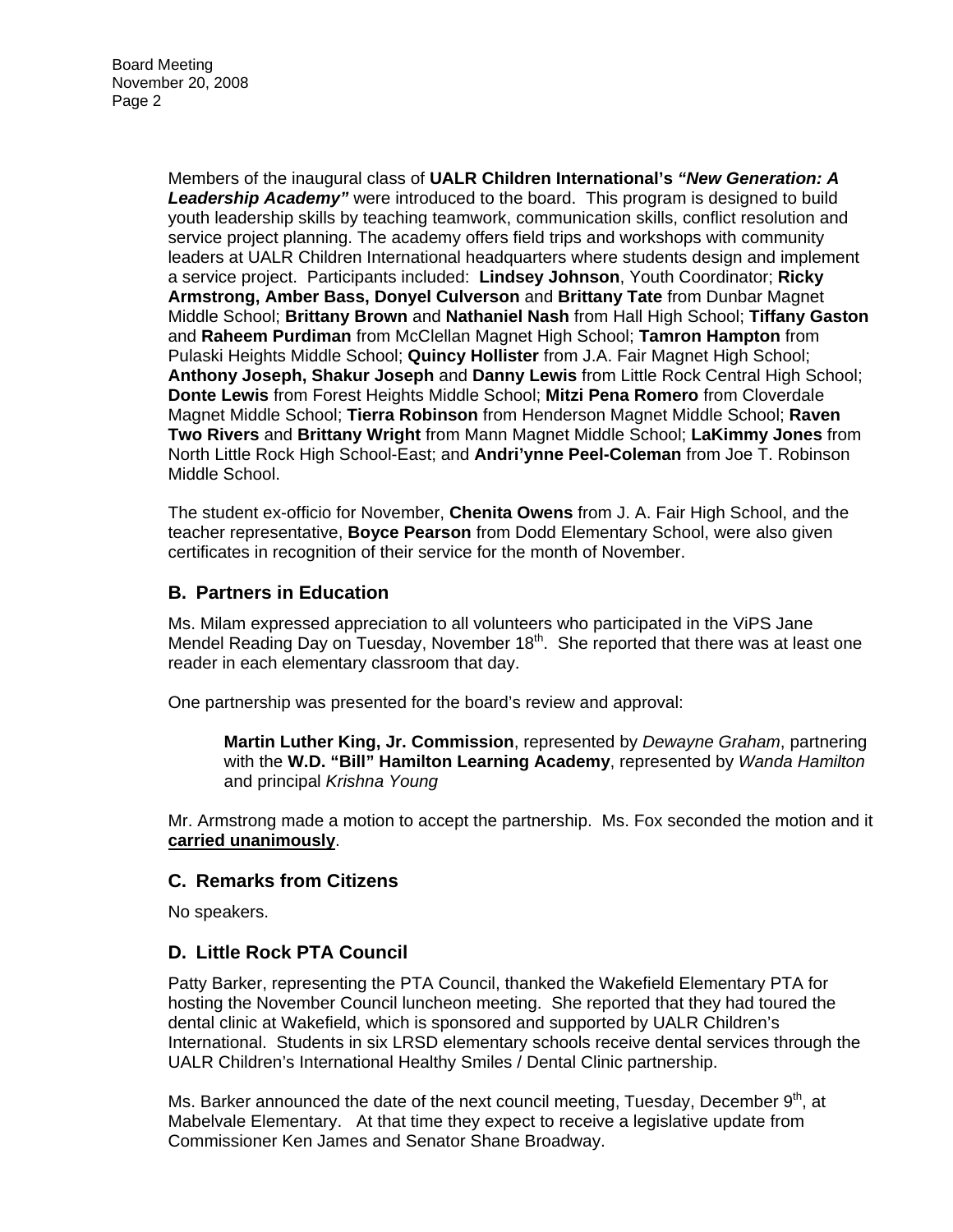Members of the inaugural class of **UALR Children International's *"New Generation: A Leadership Academy"*** were introduced to the board. This program is designed to build youth leadership skills by teaching teamwork, communication skills, conflict resolution and service project planning. The academy offers field trips and workshops with community leaders at UALR Children International headquarters where students design and implement a service project. Participants included: **Lindsey Johnson**, Youth Coordinator; **Ricky Armstrong, Amber Bass, Donyel Culverson** and **Brittany Tate** from Dunbar Magnet Middle School; **Brittany Brown** and **Nathaniel Nash** from Hall High School; **Tiffany Gaston** and **Raheem Purdiman** from McClellan Magnet High School; **Tamron Hampton** from Pulaski Heights Middle School; **Quincy Hollister** from J.A. Fair Magnet High School; **Anthony Joseph, Shakur Joseph** and **Danny Lewis** from Little Rock Central High School; **Donte Lewis** from Forest Heights Middle School; **Mitzi Pena Romero** from Cloverdale Magnet Middle School; **Tierra Robinson** from Henderson Magnet Middle School; **Raven Two Rivers** and **Brittany Wright** from Mann Magnet Middle School; **LaKimmy Jones** from North Little Rock High School-East; and **Andri'ynne Peel-Coleman** from Joe T. Robinson Middle School.

The student ex-officio for November, **Chenita Owens** from J. A. Fair High School, and the teacher representative, **Boyce Pearson** from Dodd Elementary School, were also given certificates in recognition of their service for the month of November.

## B. Partners in Education

Ms. Milam expressed appreciation to all volunteers who participated in the ViPS Jane Mendel Reading Day on Tuesday, November 18th. She reported that there was at least one reader in each elementary classroom that day.

One partnership was presented for the board's review and approval:

> **Martin Luther King, Jr. Commission**, represented by *Dewayne Graham*, partnering with the **W.D. "Bill" Hamilton Learning Academy**, represented by *Wanda Hamilton* and principal *Krishna Young*

Mr. Armstrong made a motion to accept the partnership. Ms. Fox seconded the motion and it **carried unanimously**.

## C. Remarks from Citizens

No speakers.

## D. Little Rock PTA Council

Patty Barker, representing the PTA Council, thanked the Wakefield Elementary PTA for hosting the November Council luncheon meeting. She reported that they had toured the dental clinic at Wakefield, which is sponsored and supported by UALR Children's International. Students in six LRSD elementary schools receive dental services through the UALR Children's International Healthy Smiles / Dental Clinic partnership.

Ms. Barker announced the date of the next council meeting, Tuesday, December 9th, at Mabelvale Elementary. At that time they expect to receive a legislative update from Commissioner Ken James and Senator Shane Broadway.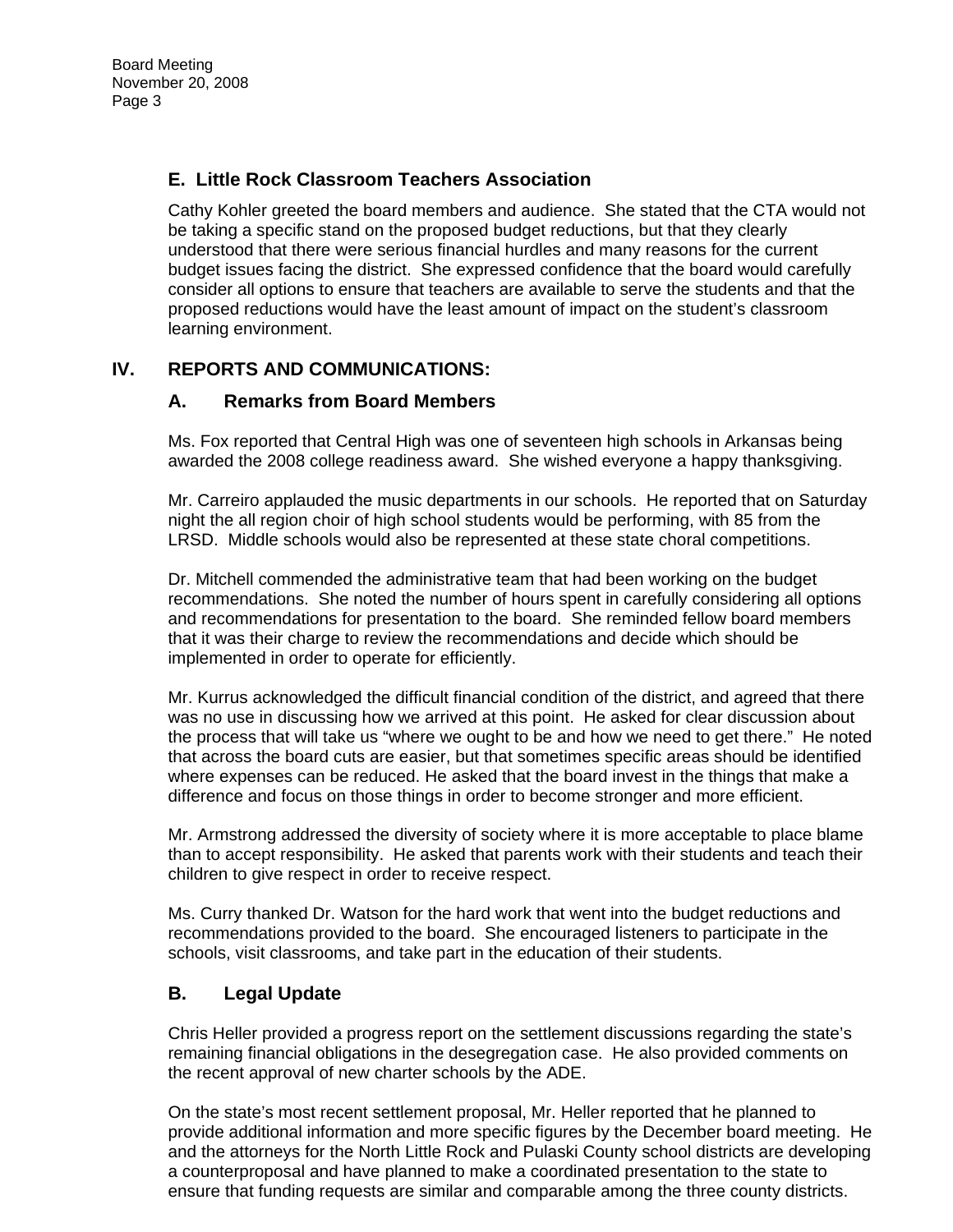### E. Little Rock Classroom Teachers Association

Cathy Kohler greeted the board members and audience. She stated that the CTA would not be taking a specific stand on the proposed budget reductions, but that they clearly understood that there were serious financial hurdles and many reasons for the current budget issues facing the district. She expressed confidence that the board would carefully consider all options to ensure that teachers are available to serve the students and that the proposed reductions would have the least amount of impact on the student's classroom learning environment.

## IV. REPORTS AND COMMUNICATIONS:

### A. Remarks from Board Members

Ms. Fox reported that Central High was one of seventeen high schools in Arkansas being awarded the 2008 college readiness award. She wished everyone a happy thanksgiving.

Mr. Carreiro applauded the music departments in our schools. He reported that on Saturday night the all region choir of high school students would be performing, with 85 from the LRSD. Middle schools would also be represented at these state choral competitions.

Dr. Mitchell commended the administrative team that had been working on the budget recommendations. She noted the number of hours spent in carefully considering all options and recommendations for presentation to the board. She reminded fellow board members that it was their charge to review the recommendations and decide which should be implemented in order to operate for efficiently.

Mr. Kurrus acknowledged the difficult financial condition of the district, and agreed that there was no use in discussing how we arrived at this point. He asked for clear discussion about the process that will take us "where we ought to be and how we need to get there." He noted that across the board cuts are easier, but that sometimes specific areas should be identified where expenses can be reduced. He asked that the board invest in the things that make a difference and focus on those things in order to become stronger and more efficient.

Mr. Armstrong addressed the diversity of society where it is more acceptable to place blame than to accept responsibility. He asked that parents work with their students and teach their children to give respect in order to receive respect.

Ms. Curry thanked Dr. Watson for the hard work that went into the budget reductions and recommendations provided to the board. She encouraged listeners to participate in the schools, visit classrooms, and take part in the education of their students.

### B. Legal Update

Chris Heller provided a progress report on the settlement discussions regarding the state's remaining financial obligations in the desegregation case. He also provided comments on the recent approval of new charter schools by the ADE.

On the state's most recent settlement proposal, Mr. Heller reported that he planned to provide additional information and more specific figures by the December board meeting. He and the attorneys for the North Little Rock and Pulaski County school districts are developing a counterproposal and have planned to make a coordinated presentation to the state to ensure that funding requests are similar and comparable among the three county districts.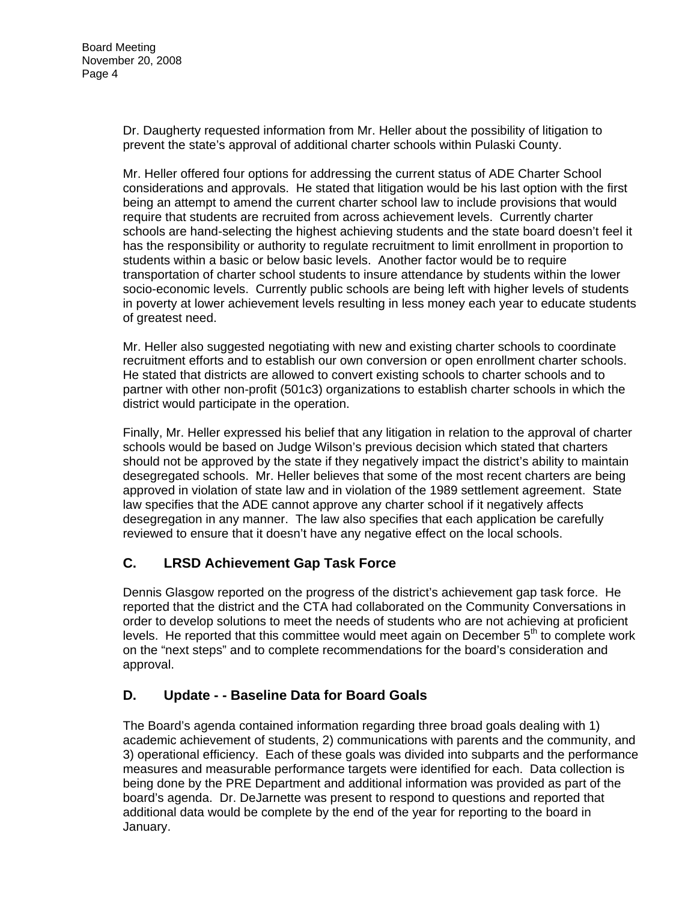Dr. Daugherty requested information from Mr. Heller about the possibility of litigation to prevent the state's approval of additional charter schools within Pulaski County.

Mr. Heller offered four options for addressing the current status of ADE Charter School considerations and approvals. He stated that litigation would be his last option with the first being an attempt to amend the current charter school law to include provisions that would require that students are recruited from across achievement levels. Currently charter schools are hand-selecting the highest achieving students and the state board doesn't feel it has the responsibility or authority to regulate recruitment to limit enrollment in proportion to students within a basic or below basic levels. Another factor would be to require transportation of charter school students to insure attendance by students within the lower socio-economic levels. Currently public schools are being left with higher levels of students in poverty at lower achievement levels resulting in less money each year to educate students of greatest need.

Mr. Heller also suggested negotiating with new and existing charter schools to coordinate recruitment efforts and to establish our own conversion or open enrollment charter schools. He stated that districts are allowed to convert existing schools to charter schools and to partner with other non-profit (501c3) organizations to establish charter schools in which the district would participate in the operation.

Finally, Mr. Heller expressed his belief that any litigation in relation to the approval of charter schools would be based on Judge Wilson's previous decision which stated that charters should not be approved by the state if they negatively impact the district's ability to maintain desegregated schools. Mr. Heller believes that some of the most recent charters are being approved in violation of state law and in violation of the 1989 settlement agreement. State law specifies that the ADE cannot approve any charter school if it negatively affects desegregation in any manner. The law also specifies that each application be carefully reviewed to ensure that it doesn't have any negative effect on the local schools.

## C. LRSD Achievement Gap Task Force

Dennis Glasgow reported on the progress of the district's achievement gap task force. He reported that the district and the CTA had collaborated on the Community Conversations in order to develop solutions to meet the needs of students who are not achieving at proficient levels. He reported that this committee would meet again on December 5th to complete work on the "next steps" and to complete recommendations for the board's consideration and approval.

## D. Update - - Baseline Data for Board Goals

The Board's agenda contained information regarding three broad goals dealing with 1) academic achievement of students, 2) communications with parents and the community, and 3) operational efficiency. Each of these goals was divided into subparts and the performance measures and measurable performance targets were identified for each. Data collection is being done by the PRE Department and additional information was provided as part of the board's agenda. Dr. DeJarnette was present to respond to questions and reported that additional data would be complete by the end of the year for reporting to the board in January.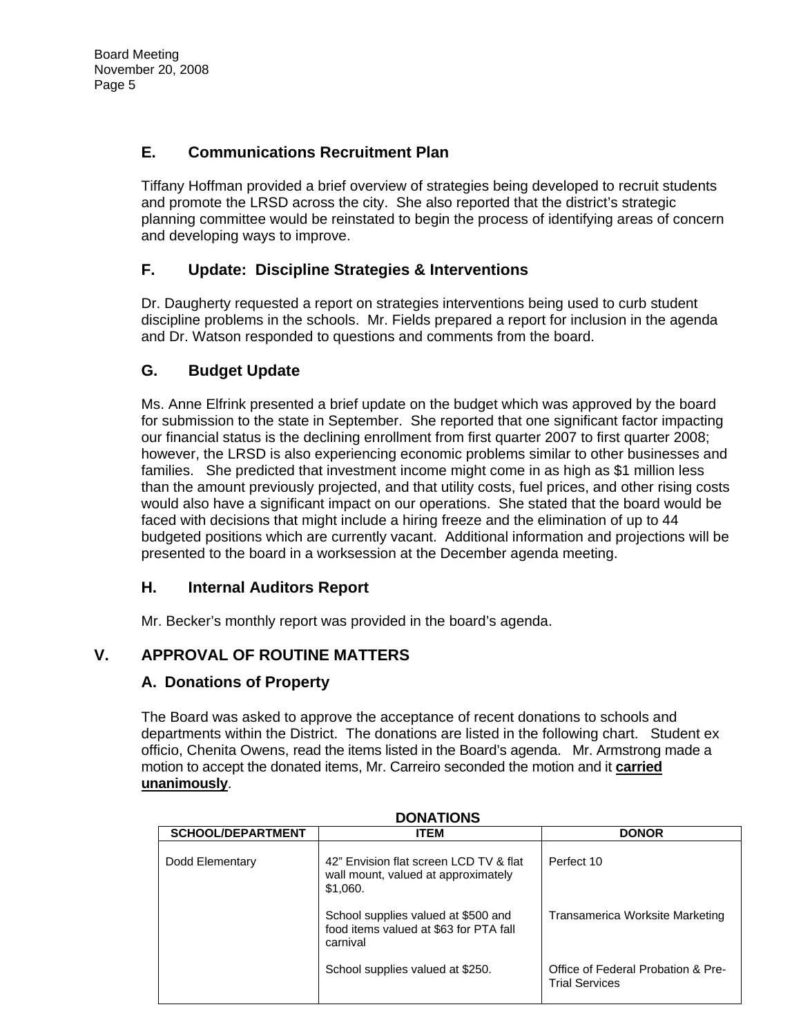### E. Communications Recruitment Plan

Tiffany Hoffman provided a brief overview of strategies being developed to recruit students and promote the LRSD across the city. She also reported that the district's strategic planning committee would be reinstated to begin the process of identifying areas of concern and developing ways to improve.

### F. Update: Discipline Strategies & Interventions

Dr. Daugherty requested a report on strategies interventions being used to curb student discipline problems in the schools. Mr. Fields prepared a report for inclusion in the agenda and Dr. Watson responded to questions and comments from the board.

### G. Budget Update

Ms. Anne Elfrink presented a brief update on the budget which was approved by the board for submission to the state in September. She reported that one significant factor impacting our financial status is the declining enrollment from first quarter 2007 to first quarter 2008; however, the LRSD is also experiencing economic problems similar to other businesses and families. She predicted that investment income might come in as high as $1 million less than the amount previously projected, and that utility costs, fuel prices, and other rising costs would also have a significant impact on our operations. She stated that the board would be faced with decisions that might include a hiring freeze and the elimination of up to 44 budgeted positions which are currently vacant. Additional information and projections will be presented to the board in a worksession at the December agenda meeting.

### H. Internal Auditors Report

Mr. Becker's monthly report was provided in the board's agenda.

## V. APPROVAL OF ROUTINE MATTERS

### A. Donations of Property

The Board was asked to approve the acceptance of recent donations to schools and departments within the District. The donations are listed in the following chart. Student ex officio, Chenita Owens, read the items listed in the Board's agenda. Mr. Armstrong made a motion to accept the donated items, Mr. Carreiro seconded the motion and it **carried unanimously**.

**DONATIONS**

| SCHOOL/DEPARTMENT | ITEM | DONOR |
|---|---|---|
| Dodd Elementary | 42" Envision flat screen LCD TV & flat wall mount, valued at approximately $1,060. | Perfect 10 |
| | School supplies valued at $500 and food items valued at $63 for PTA fall carnival | Transamerica Worksite Marketing |
| | School supplies valued at $250. | Office of Federal Probation & Pre-Trial Services |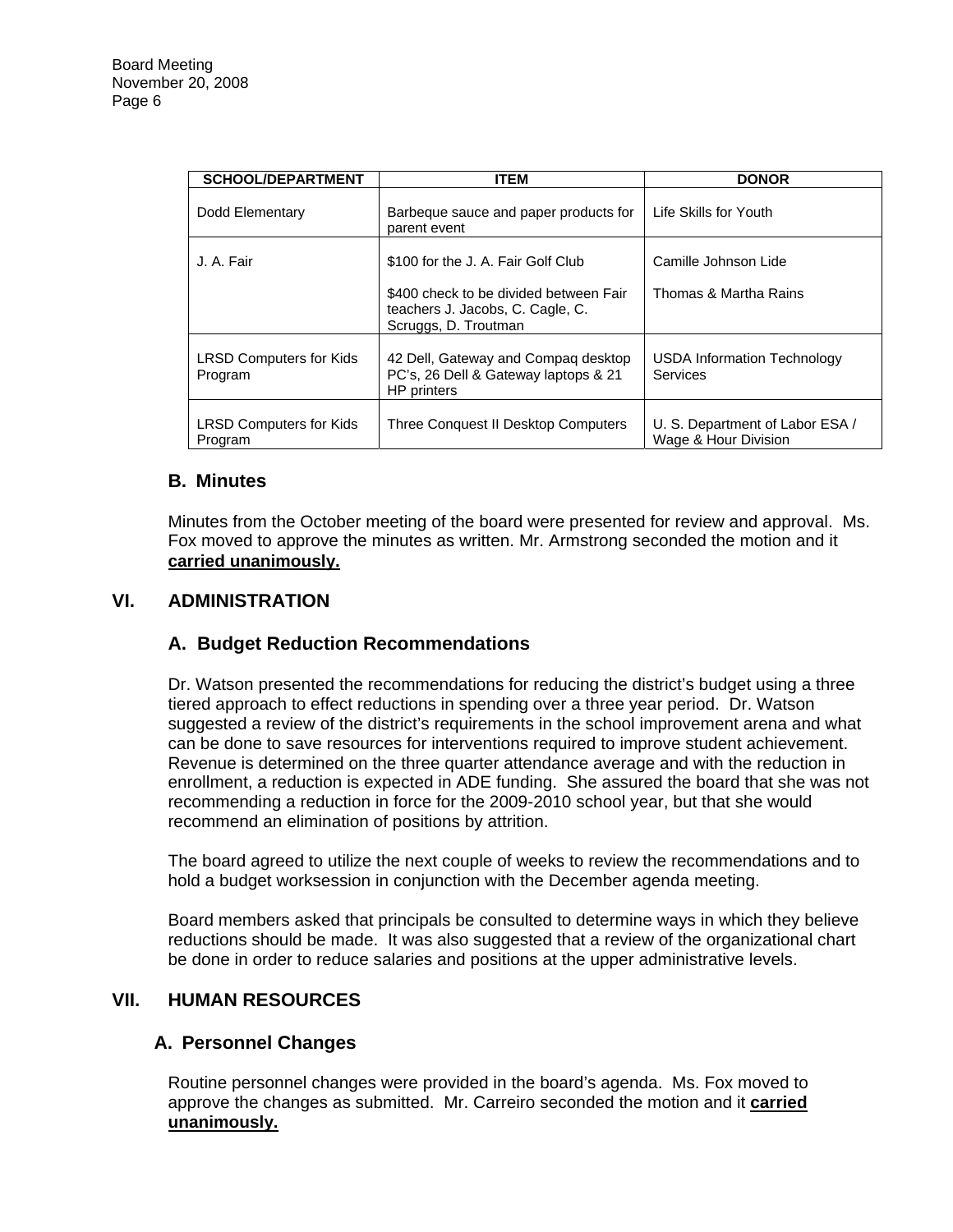| SCHOOL/DEPARTMENT | ITEM | DONOR |
|---|---|---|
| Dodd Elementary | Barbeque sauce and paper products for parent event | Life Skills for Youth |
| J. A. Fair | $100 for the J. A. Fair Golf Club<br><br>$400 check to be divided between Fair teachers J. Jacobs, C. Cagle, C. Scruggs, D. Troutman | Camille Johnson Lide<br><br>Thomas & Martha Rains |
| LRSD Computers for Kids Program | 42 Dell, Gateway and Compaq desktop PC's, 26 Dell & Gateway laptops & 21 HP printers | USDA Information Technology Services |
| LRSD Computers for Kids Program | Three Conquest II Desktop Computers | U. S. Department of Labor ESA / Wage & Hour Division |

### B. Minutes

Minutes from the October meeting of the board were presented for review and approval. Ms. Fox moved to approve the minutes as written. Mr. Armstrong seconded the motion and it **carried unanimously.**

## VI. ADMINISTRATION

### A. Budget Reduction Recommendations

Dr. Watson presented the recommendations for reducing the district's budget using a three tiered approach to effect reductions in spending over a three year period. Dr. Watson suggested a review of the district's requirements in the school improvement arena and what can be done to save resources for interventions required to improve student achievement. Revenue is determined on the three quarter attendance average and with the reduction in enrollment, a reduction is expected in ADE funding. She assured the board that she was not recommending a reduction in force for the 2009-2010 school year, but that she would recommend an elimination of positions by attrition.

The board agreed to utilize the next couple of weeks to review the recommendations and to hold a budget worksession in conjunction with the December agenda meeting.

Board members asked that principals be consulted to determine ways in which they believe reductions should be made. It was also suggested that a review of the organizational chart be done in order to reduce salaries and positions at the upper administrative levels.

## VII. HUMAN RESOURCES

### A. Personnel Changes

Routine personnel changes were provided in the board's agenda. Ms. Fox moved to approve the changes as submitted. Mr. Carreiro seconded the motion and it **carried unanimously.**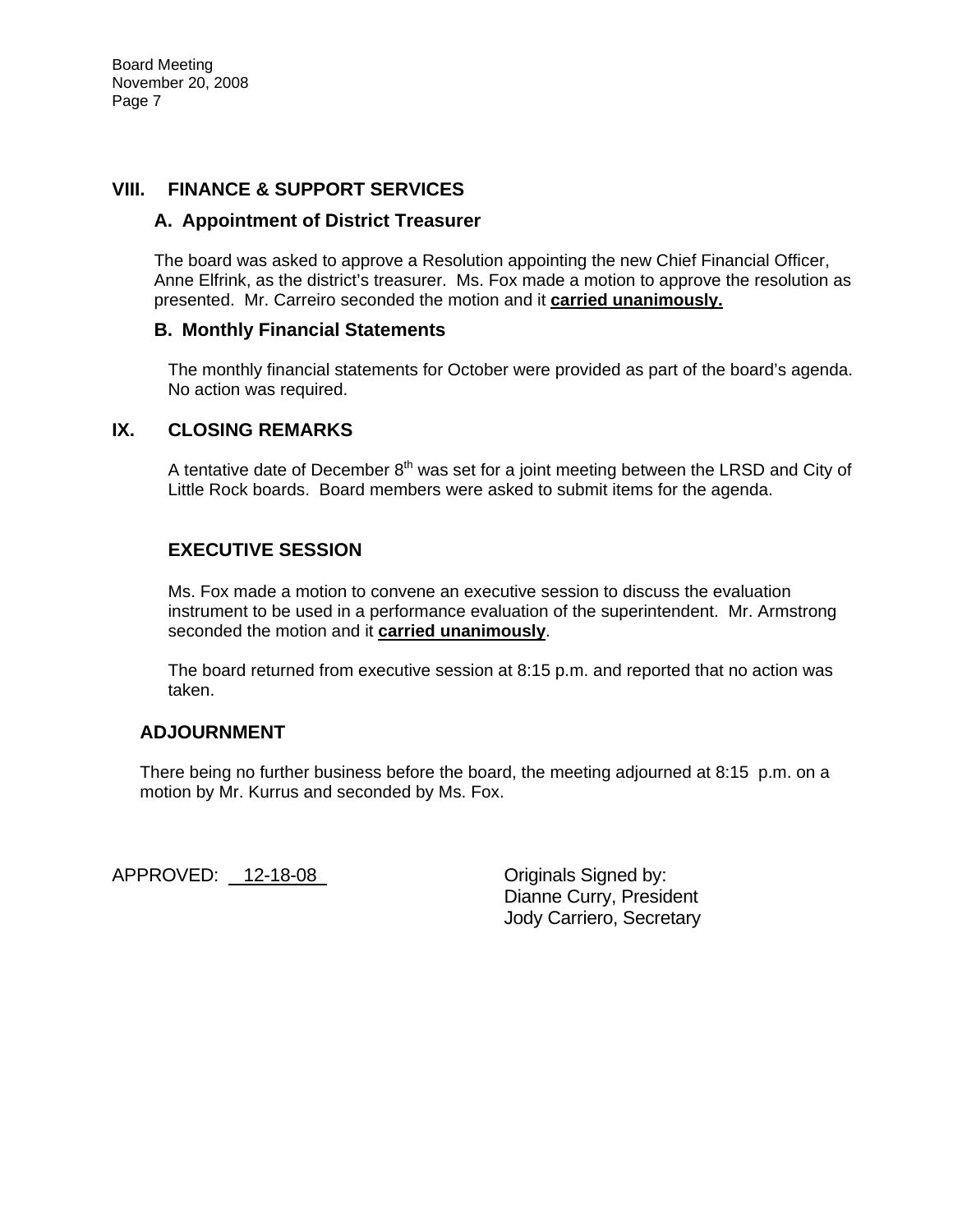## VIII. FINANCE & SUPPORT SERVICES

### A. Appointment of District Treasurer

The board was asked to approve a Resolution appointing the new Chief Financial Officer, Anne Elfrink, as the district's treasurer. Ms. Fox made a motion to approve the resolution as presented. Mr. Carreiro seconded the motion and it **carried unanimously.**

### B. Monthly Financial Statements

The monthly financial statements for October were provided as part of the board's agenda. No action was required.

## IX. CLOSING REMARKS

A tentative date of December 8th was set for a joint meeting between the LRSD and City of Little Rock boards. Board members were asked to submit items for the agenda.

## EXECUTIVE SESSION

Ms. Fox made a motion to convene an executive session to discuss the evaluation instrument to be used in a performance evaluation of the superintendent. Mr. Armstrong seconded the motion and it **carried unanimously**.

The board returned from executive session at 8:15 p.m. and reported that no action was taken.

## ADJOURNMENT

There being no further business before the board, the meeting adjourned at 8:15 p.m. on a motion by Mr. Kurrus and seconded by Ms. Fox.

APPROVED: 12-18-08

Originals Signed by:
Dianne Curry, President
Jody Carriero, Secretary